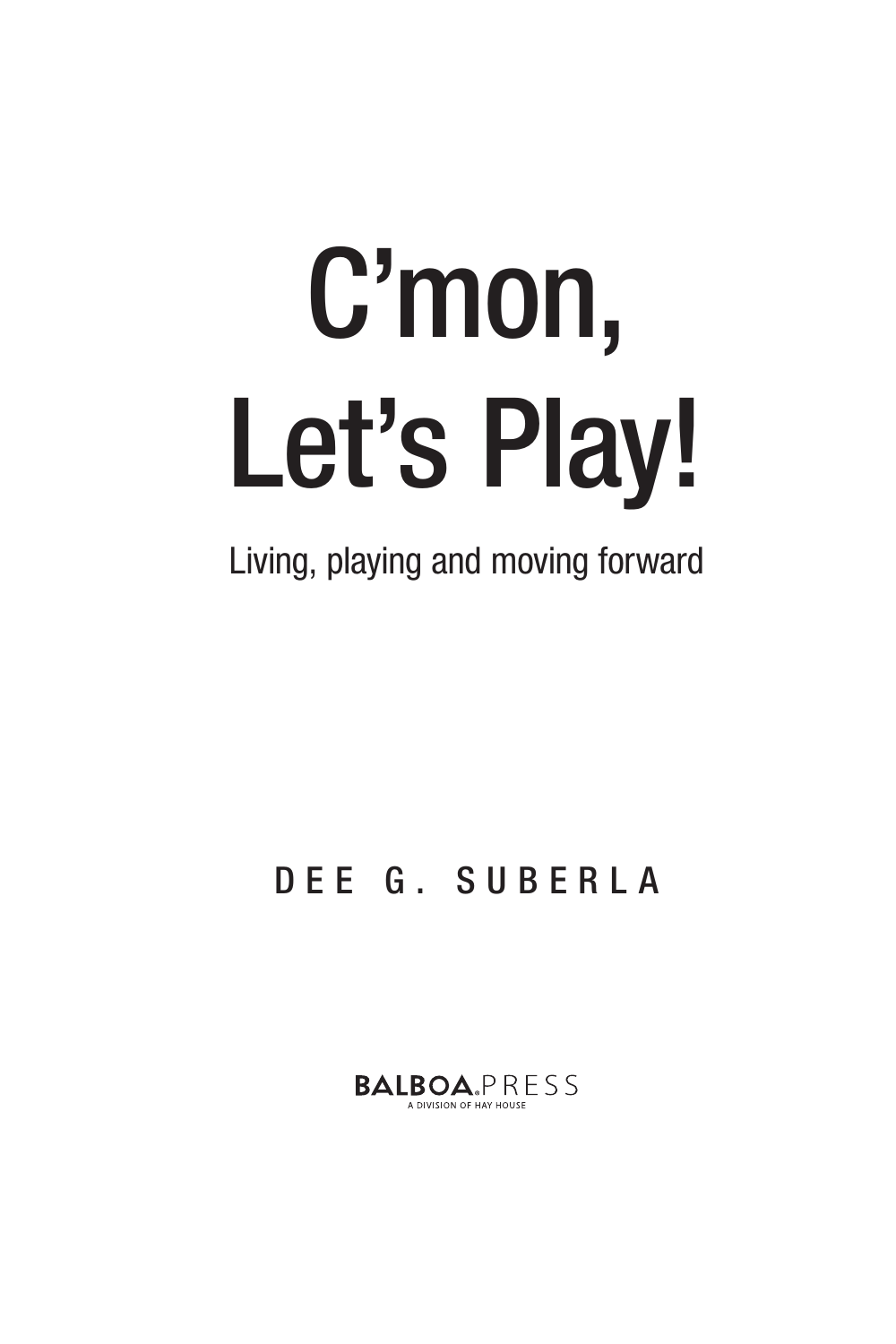# C'mon, Let's Play!

Living, playing and moving forward

DEE G. SUBERLA

BALBOA.PRESS
A DIVISION OF HAY HOUSE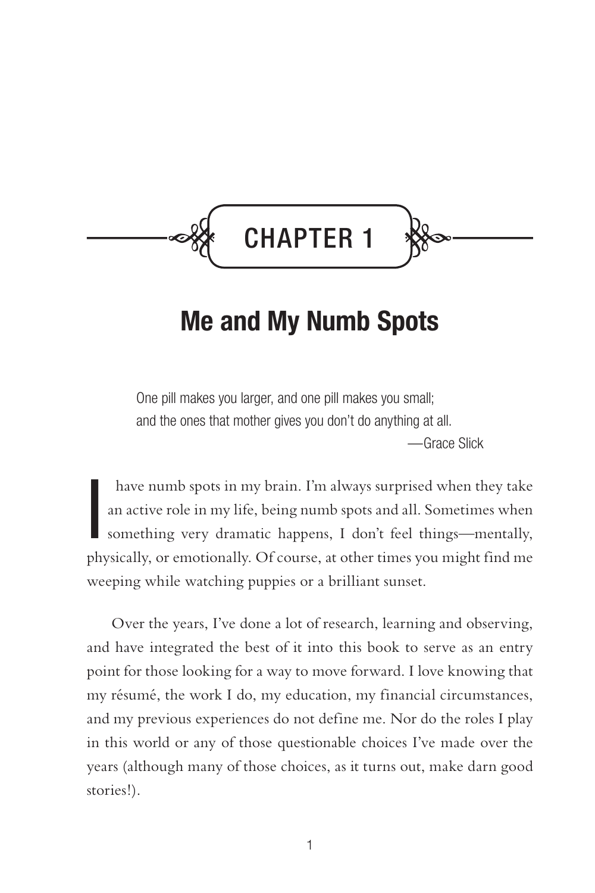# CHAPTER 1

## Me and My Numb Spots

> One pill makes you larger, and one pill makes you small;
> and the ones that mother gives you don't do anything at all.
>
> —Grace Slick

I have numb spots in my brain. I'm always surprised when they take an active role in my life, being numb spots and all. Sometimes when something very dramatic happens, I don't feel things—mentally, physically, or emotionally. Of course, at other times you might find me weeping while watching puppies or a brilliant sunset.

Over the years, I've done a lot of research, learning and observing, and have integrated the best of it into this book to serve as an entry point for those looking for a way to move forward. I love knowing that my résumé, the work I do, my education, my financial circumstances, and my previous experiences do not define me. Nor do the roles I play in this world or any of those questionable choices I've made over the years (although many of those choices, as it turns out, make darn good stories!).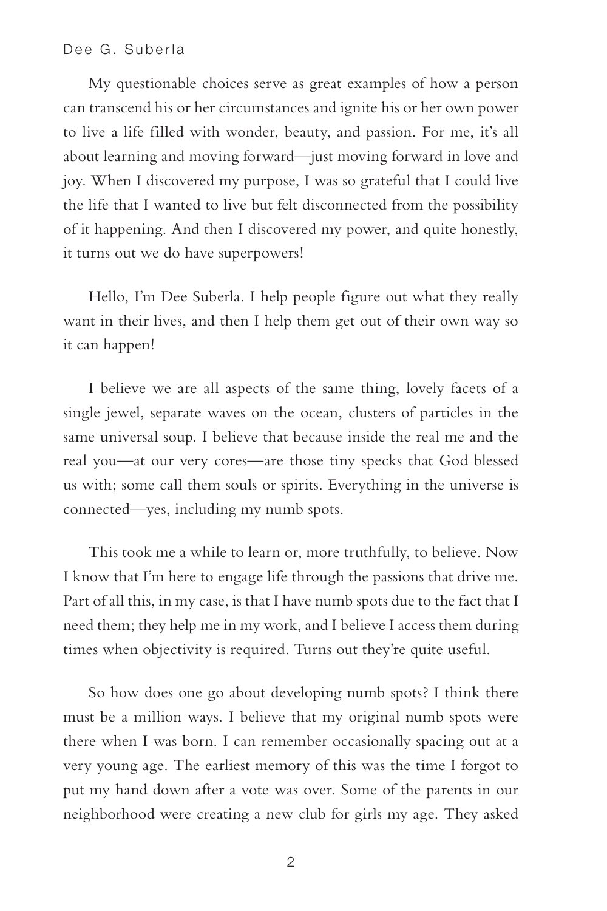My questionable choices serve as great examples of how a person can transcend his or her circumstances and ignite his or her own power to live a life filled with wonder, beauty, and passion. For me, it's all about learning and moving forward—just moving forward in love and joy. When I discovered my purpose, I was so grateful that I could live the life that I wanted to live but felt disconnected from the possibility of it happening. And then I discovered my power, and quite honestly, it turns out we do have superpowers!

Hello, I'm Dee Suberla. I help people figure out what they really want in their lives, and then I help them get out of their own way so it can happen!

I believe we are all aspects of the same thing, lovely facets of a single jewel, separate waves on the ocean, clusters of particles in the same universal soup. I believe that because inside the real me and the real you—at our very cores—are those tiny specks that God blessed us with; some call them souls or spirits. Everything in the universe is connected—yes, including my numb spots.

This took me a while to learn or, more truthfully, to believe. Now I know that I'm here to engage life through the passions that drive me. Part of all this, in my case, is that I have numb spots due to the fact that I need them; they help me in my work, and I believe I access them during times when objectivity is required. Turns out they're quite useful.

So how does one go about developing numb spots? I think there must be a million ways. I believe that my original numb spots were there when I was born. I can remember occasionally spacing out at a very young age. The earliest memory of this was the time I forgot to put my hand down after a vote was over. Some of the parents in our neighborhood were creating a new club for girls my age. They asked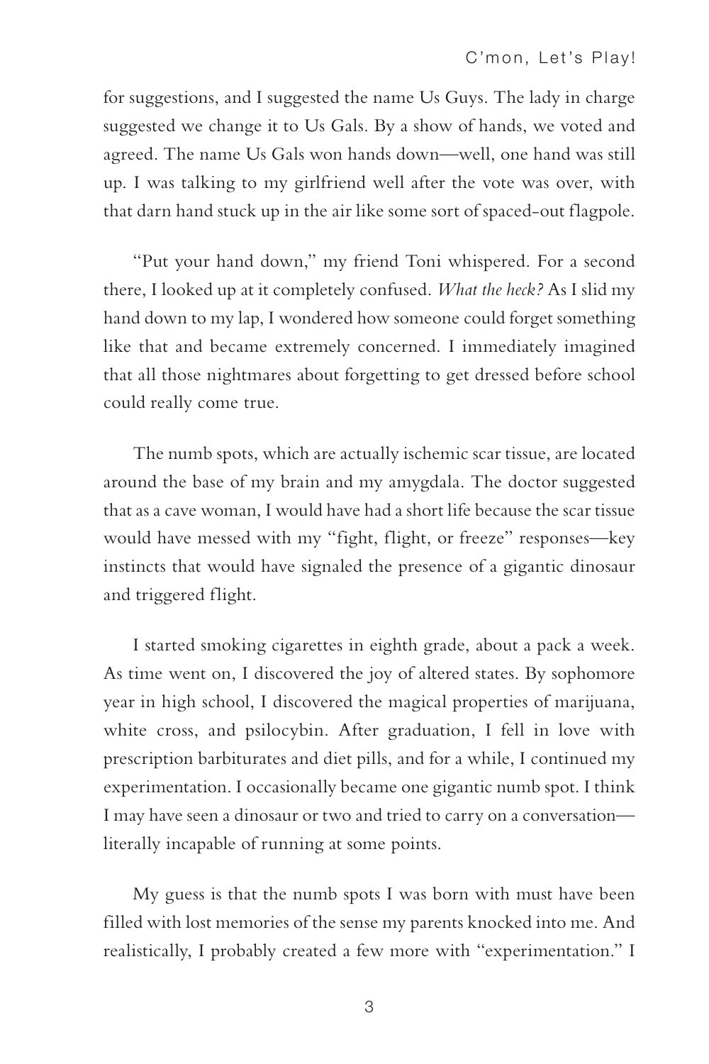for suggestions, and I suggested the name Us Guys. The lady in charge suggested we change it to Us Gals. By a show of hands, we voted and agreed. The name Us Gals won hands down—well, one hand was still up. I was talking to my girlfriend well after the vote was over, with that darn hand stuck up in the air like some sort of spaced-out flagpole.

"Put your hand down," my friend Toni whispered. For a second there, I looked up at it completely confused. *What the heck?* As I slid my hand down to my lap, I wondered how someone could forget something like that and became extremely concerned. I immediately imagined that all those nightmares about forgetting to get dressed before school could really come true.

The numb spots, which are actually ischemic scar tissue, are located around the base of my brain and my amygdala. The doctor suggested that as a cave woman, I would have had a short life because the scar tissue would have messed with my "fight, flight, or freeze" responses—key instincts that would have signaled the presence of a gigantic dinosaur and triggered flight.

I started smoking cigarettes in eighth grade, about a pack a week. As time went on, I discovered the joy of altered states. By sophomore year in high school, I discovered the magical properties of marijuana, white cross, and psilocybin. After graduation, I fell in love with prescription barbiturates and diet pills, and for a while, I continued my experimentation. I occasionally became one gigantic numb spot. I think I may have seen a dinosaur or two and tried to carry on a conversation—literally incapable of running at some points.

My guess is that the numb spots I was born with must have been filled with lost memories of the sense my parents knocked into me. And realistically, I probably created a few more with "experimentation." I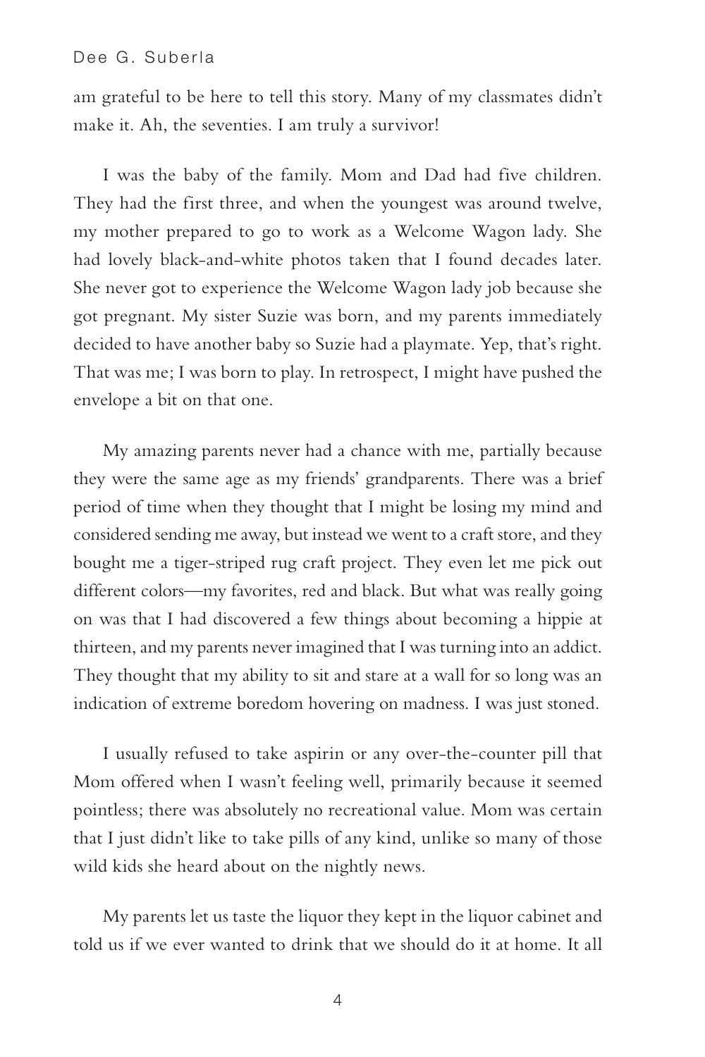am grateful to be here to tell this story. Many of my classmates didn't make it. Ah, the seventies. I am truly a survivor!

I was the baby of the family. Mom and Dad had five children. They had the first three, and when the youngest was around twelve, my mother prepared to go to work as a Welcome Wagon lady. She had lovely black-and-white photos taken that I found decades later. She never got to experience the Welcome Wagon lady job because she got pregnant. My sister Suzie was born, and my parents immediately decided to have another baby so Suzie had a playmate. Yep, that's right. That was me; I was born to play. In retrospect, I might have pushed the envelope a bit on that one.

My amazing parents never had a chance with me, partially because they were the same age as my friends' grandparents. There was a brief period of time when they thought that I might be losing my mind and considered sending me away, but instead we went to a craft store, and they bought me a tiger-striped rug craft project. They even let me pick out different colors—my favorites, red and black. But what was really going on was that I had discovered a few things about becoming a hippie at thirteen, and my parents never imagined that I was turning into an addict. They thought that my ability to sit and stare at a wall for so long was an indication of extreme boredom hovering on madness. I was just stoned.

I usually refused to take aspirin or any over-the-counter pill that Mom offered when I wasn't feeling well, primarily because it seemed pointless; there was absolutely no recreational value. Mom was certain that I just didn't like to take pills of any kind, unlike so many of those wild kids she heard about on the nightly news.

My parents let us taste the liquor they kept in the liquor cabinet and told us if we ever wanted to drink that we should do it at home. It all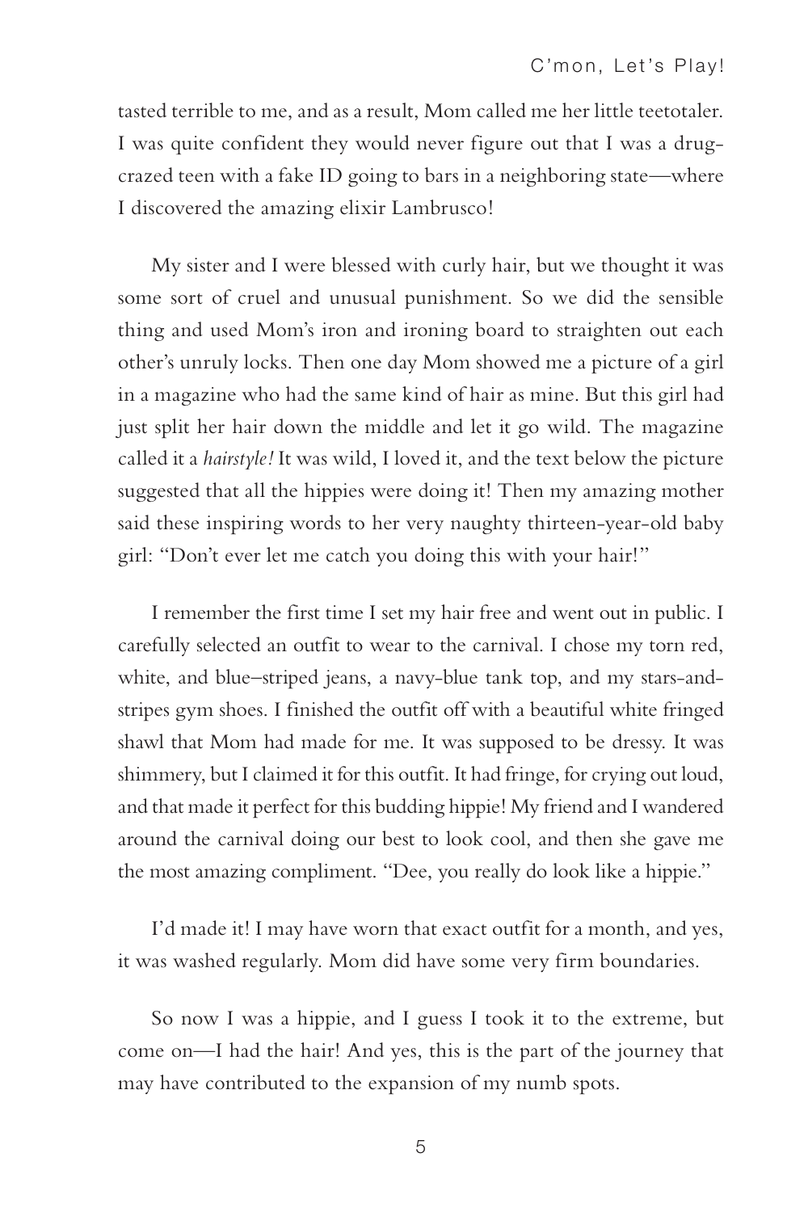tasted terrible to me, and as a result, Mom called me her little teetotaler. I was quite confident they would never figure out that I was a drug-crazed teen with a fake ID going to bars in a neighboring state—where I discovered the amazing elixir Lambrusco!

My sister and I were blessed with curly hair, but we thought it was some sort of cruel and unusual punishment. So we did the sensible thing and used Mom's iron and ironing board to straighten out each other's unruly locks. Then one day Mom showed me a picture of a girl in a magazine who had the same kind of hair as mine. But this girl had just split her hair down the middle and let it go wild. The magazine called it a *hairstyle!* It was wild, I loved it, and the text below the picture suggested that all the hippies were doing it! Then my amazing mother said these inspiring words to her very naughty thirteen-year-old baby girl: "Don't ever let me catch you doing this with your hair!"

I remember the first time I set my hair free and went out in public. I carefully selected an outfit to wear to the carnival. I chose my torn red, white, and blue–striped jeans, a navy-blue tank top, and my stars-and-stripes gym shoes. I finished the outfit off with a beautiful white fringed shawl that Mom had made for me. It was supposed to be dressy. It was shimmery, but I claimed it for this outfit. It had fringe, for crying out loud, and that made it perfect for this budding hippie! My friend and I wandered around the carnival doing our best to look cool, and then she gave me the most amazing compliment. "Dee, you really do look like a hippie."

I'd made it! I may have worn that exact outfit for a month, and yes, it was washed regularly. Mom did have some very firm boundaries.

So now I was a hippie, and I guess I took it to the extreme, but come on—I had the hair! And yes, this is the part of the journey that may have contributed to the expansion of my numb spots.